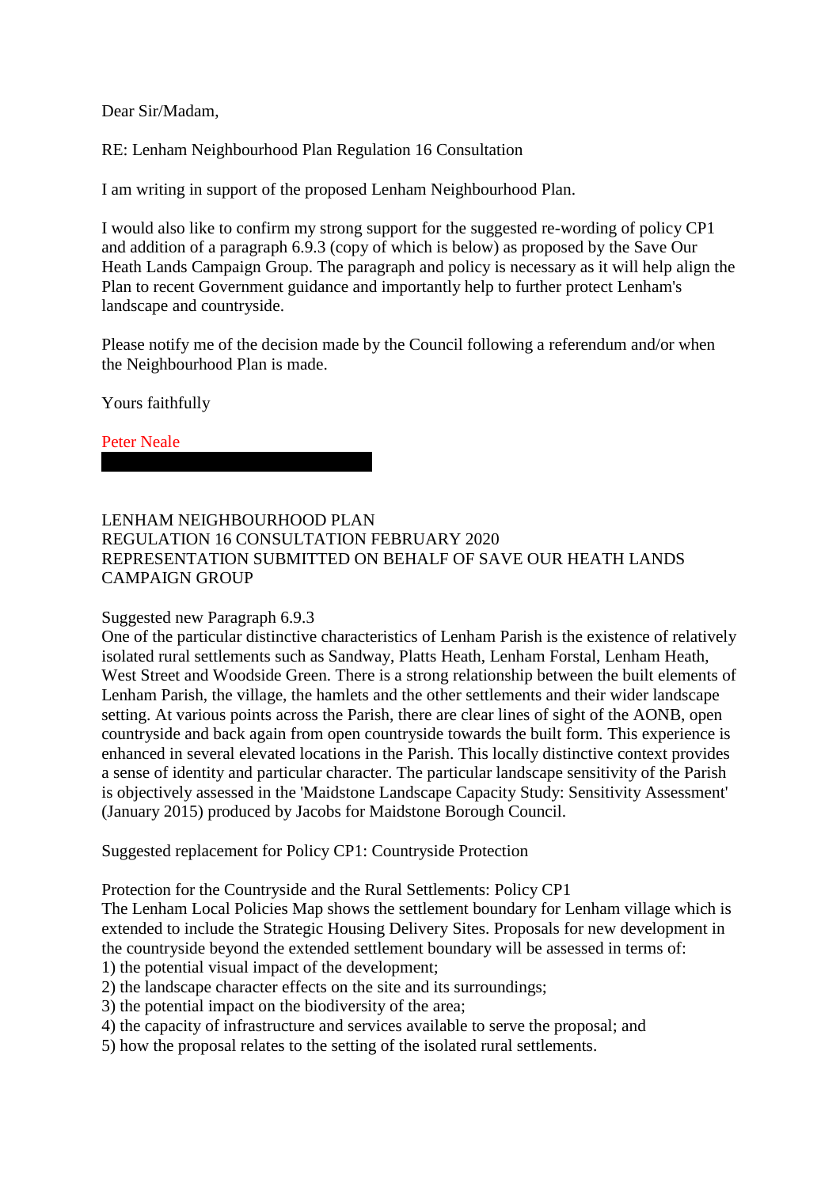Dear Sir/Madam,

RE: Lenham Neighbourhood Plan Regulation 16 Consultation

I am writing in support of the proposed Lenham Neighbourhood Plan.

I would also like to confirm my strong support for the suggested re-wording of policy CP1 and addition of a paragraph 6.9.3 (copy of which is below) as proposed by the Save Our Heath Lands Campaign Group. The paragraph and policy is necessary as it will help align the Plan to recent Government guidance and importantly help to further protect Lenham's landscape and countryside.

Please notify me of the decision made by the Council following a referendum and/or when the Neighbourhood Plan is made.

Yours faithfully

Peter Neale

LENHAM NEIGHBOURHOOD PLAN
REGULATION 16 CONSULTATION FEBRUARY 2020
REPRESENTATION SUBMITTED ON BEHALF OF SAVE OUR HEATH LANDS CAMPAIGN GROUP

Suggested new Paragraph 6.9.3
One of the particular distinctive characteristics of Lenham Parish is the existence of relatively isolated rural settlements such as Sandway, Platts Heath, Lenham Forstal, Lenham Heath, West Street and Woodside Green. There is a strong relationship between the built elements of Lenham Parish, the village, the hamlets and the other settlements and their wider landscape setting. At various points across the Parish, there are clear lines of sight of the AONB, open countryside and back again from open countryside towards the built form. This experience is enhanced in several elevated locations in the Parish. This locally distinctive context provides a sense of identity and particular character. The particular landscape sensitivity of the Parish is objectively assessed in the 'Maidstone Landscape Capacity Study: Sensitivity Assessment' (January 2015) produced by Jacobs for Maidstone Borough Council.

Suggested replacement for Policy CP1: Countryside Protection

Protection for the Countryside and the Rural Settlements: Policy CP1
The Lenham Local Policies Map shows the settlement boundary for Lenham village which is extended to include the Strategic Housing Delivery Sites. Proposals for new development in the countryside beyond the extended settlement boundary will be assessed in terms of:
1) the potential visual impact of the development;
2) the landscape character effects on the site and its surroundings;
3) the potential impact on the biodiversity of the area;
4) the capacity of infrastructure and services available to serve the proposal; and
5) how the proposal relates to the setting of the isolated rural settlements.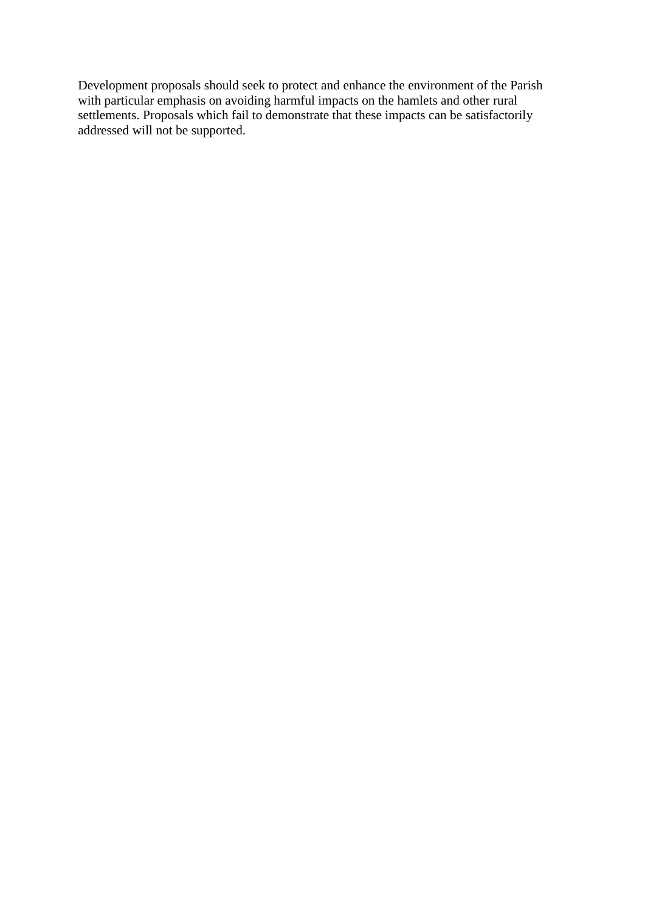Development proposals should seek to protect and enhance the environment of the Parish with particular emphasis on avoiding harmful impacts on the hamlets and other rural settlements. Proposals which fail to demonstrate that these impacts can be satisfactorily addressed will not be supported.